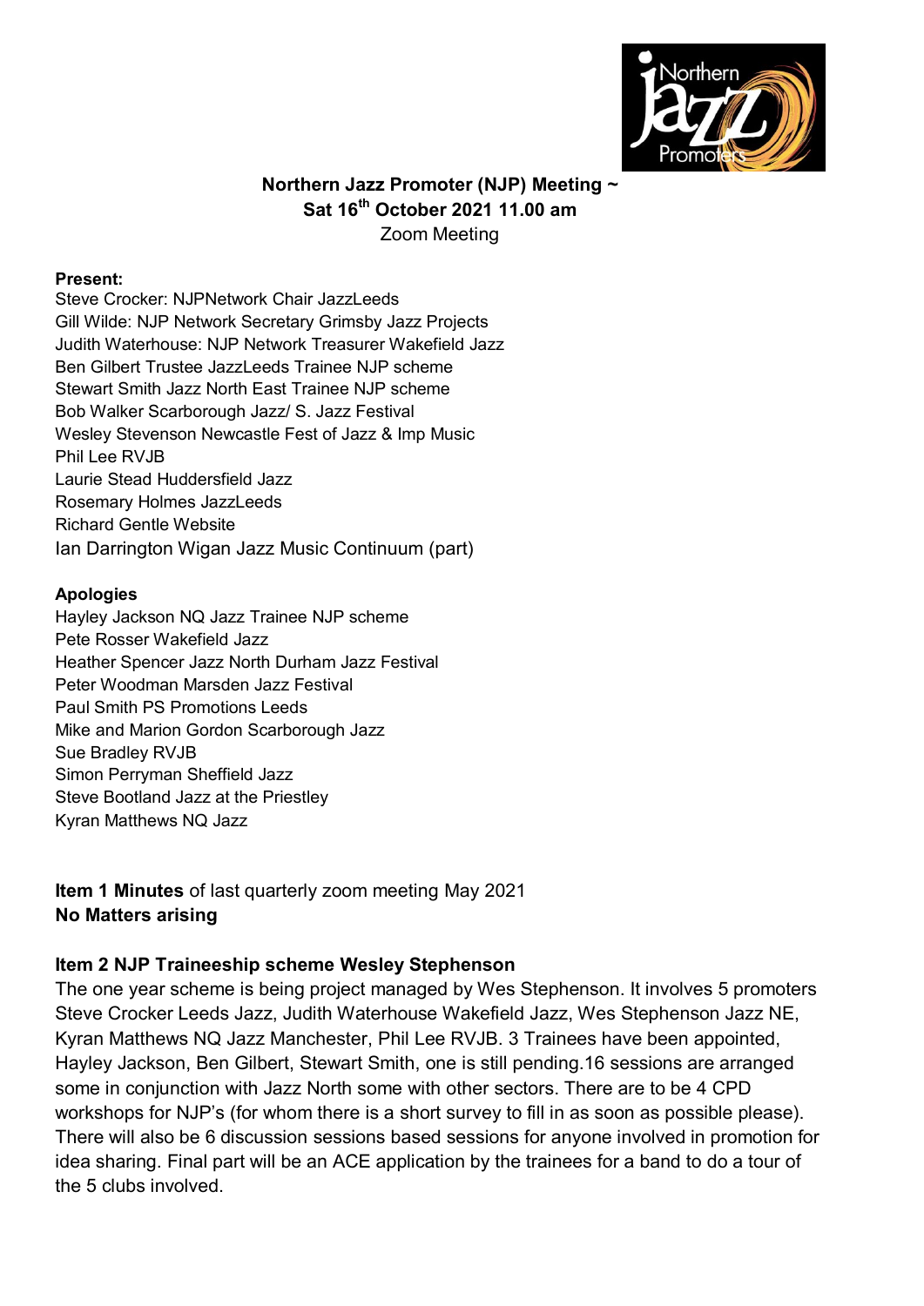**Northern Jazz Promoter (NJP) Meeting ~**
**Sat 16th October 2021 11.00 am**
Zoom Meeting

**Present:**
Steve Crocker: NJPNetwork Chair JazzLeeds
Gill Wilde: NJP Network Secretary Grimsby Jazz Projects
Judith Waterhouse: NJP Network Treasurer Wakefield Jazz
Ben Gilbert Trustee JazzLeeds Trainee NJP scheme
Stewart Smith Jazz North East Trainee NJP scheme
Bob Walker Scarborough Jazz/ S. Jazz Festival
Wesley Stevenson Newcastle Fest of Jazz & Imp Music
Phil Lee RVJB
Laurie Stead Huddersfield Jazz
Rosemary Holmes JazzLeeds
Richard Gentle Website
Ian Darrington Wigan Jazz Music Continuum (part)

**Apologies**
Hayley Jackson NQ Jazz Trainee NJP scheme
Pete Rosser Wakefield Jazz
Heather Spencer Jazz North Durham Jazz Festival
Peter Woodman Marsden Jazz Festival
Paul Smith PS Promotions Leeds
Mike and Marion Gordon Scarborough Jazz
Sue Bradley RVJB
Simon Perryman Sheffield Jazz
Steve Bootland Jazz at the Priestley
Kyran Matthews NQ Jazz

**Item 1 Minutes** of last quarterly zoom meeting May 2021
**No Matters arising**

**Item 2 NJP Traineeship scheme Wesley Stephenson**
The one year scheme is being project managed by Wes Stephenson. It involves 5 promoters Steve Crocker Leeds Jazz, Judith Waterhouse Wakefield Jazz, Wes Stephenson Jazz NE, Kyran Matthews NQ Jazz Manchester, Phil Lee RVJB. 3 Trainees have been appointed, Hayley Jackson, Ben Gilbert, Stewart Smith, one is still pending.16 sessions are arranged some in conjunction with Jazz North some with other sectors. There are to be 4 CPD workshops for NJP's (for whom there is a short survey to fill in as soon as possible please). There will also be 6 discussion sessions based sessions for anyone involved in promotion for idea sharing. Final part will be an ACE application by the trainees for a band to do a tour of the 5 clubs involved.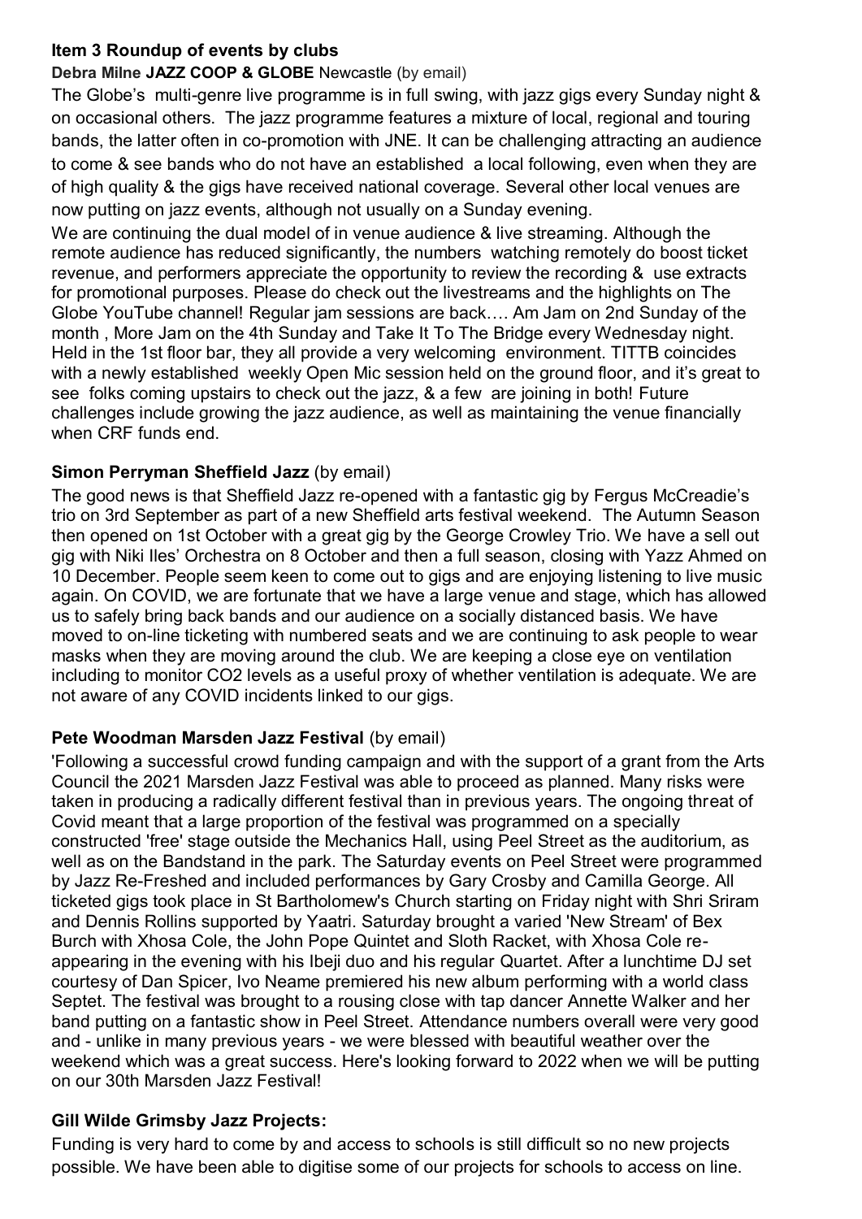**Item 3 Roundup of events by clubs**

**Debra Milne JAZZ COOP & GLOBE** Newcastle (by email)

The Globe's multi-genre live programme is in full swing, with jazz gigs every Sunday night & on occasional others. The jazz programme features a mixture of local, regional and touring bands, the latter often in co-promotion with JNE. It can be challenging attracting an audience to come & see bands who do not have an established a local following, even when they are of high quality & the gigs have received national coverage. Several other local venues are now putting on jazz events, although not usually on a Sunday evening.

We are continuing the dual model of in venue audience & live streaming. Although the remote audience has reduced significantly, the numbers watching remotely do boost ticket revenue, and performers appreciate the opportunity to review the recording & use extracts for promotional purposes. Please do check out the livestreams and the highlights on The Globe YouTube channel! Regular jam sessions are back…. Am Jam on 2nd Sunday of the month , More Jam on the 4th Sunday and Take It To The Bridge every Wednesday night. Held in the 1st floor bar, they all provide a very welcoming environment. TITTB coincides with a newly established weekly Open Mic session held on the ground floor, and it's great to see folks coming upstairs to check out the jazz, & a few are joining in both! Future challenges include growing the jazz audience, as well as maintaining the venue financially when CRF funds end.

**Simon Perryman Sheffield Jazz** (by email)

The good news is that Sheffield Jazz re-opened with a fantastic gig by Fergus McCreadie's trio on 3rd September as part of a new Sheffield arts festival weekend. The Autumn Season then opened on 1st October with a great gig by the George Crowley Trio. We have a sell out gig with Niki Iles' Orchestra on 8 October and then a full season, closing with Yazz Ahmed on 10 December. People seem keen to come out to gigs and are enjoying listening to live music again. On COVID, we are fortunate that we have a large venue and stage, which has allowed us to safely bring back bands and our audience on a socially distanced basis. We have moved to on-line ticketing with numbered seats and we are continuing to ask people to wear masks when they are moving around the club. We are keeping a close eye on ventilation including to monitor CO2 levels as a useful proxy of whether ventilation is adequate. We are not aware of any COVID incidents linked to our gigs.

**Pete Woodman Marsden Jazz Festival** (by email)

'Following a successful crowd funding campaign and with the support of a grant from the Arts Council the 2021 Marsden Jazz Festival was able to proceed as planned. Many risks were taken in producing a radically different festival than in previous years. The ongoing threat of Covid meant that a large proportion of the festival was programmed on a specially constructed 'free' stage outside the Mechanics Hall, using Peel Street as the auditorium, as well as on the Bandstand in the park. The Saturday events on Peel Street were programmed by Jazz Re-Freshed and included performances by Gary Crosby and Camilla George. All ticketed gigs took place in St Bartholomew's Church starting on Friday night with Shri Sriram and Dennis Rollins supported by Yaatri. Saturday brought a varied 'New Stream' of Bex Burch with Xhosa Cole, the John Pope Quintet and Sloth Racket, with Xhosa Cole re-appearing in the evening with his Ibeji duo and his regular Quartet. After a lunchtime DJ set courtesy of Dan Spicer, Ivo Neame premiered his new album performing with a world class Septet. The festival was brought to a rousing close with tap dancer Annette Walker and her band putting on a fantastic show in Peel Street. Attendance numbers overall were very good and - unlike in many previous years - we were blessed with beautiful weather over the weekend which was a great success. Here's looking forward to 2022 when we will be putting on our 30th Marsden Jazz Festival!

**Gill Wilde Grimsby Jazz Projects:**

Funding is very hard to come by and access to schools is still difficult so no new projects possible. We have been able to digitise some of our projects for schools to access on line.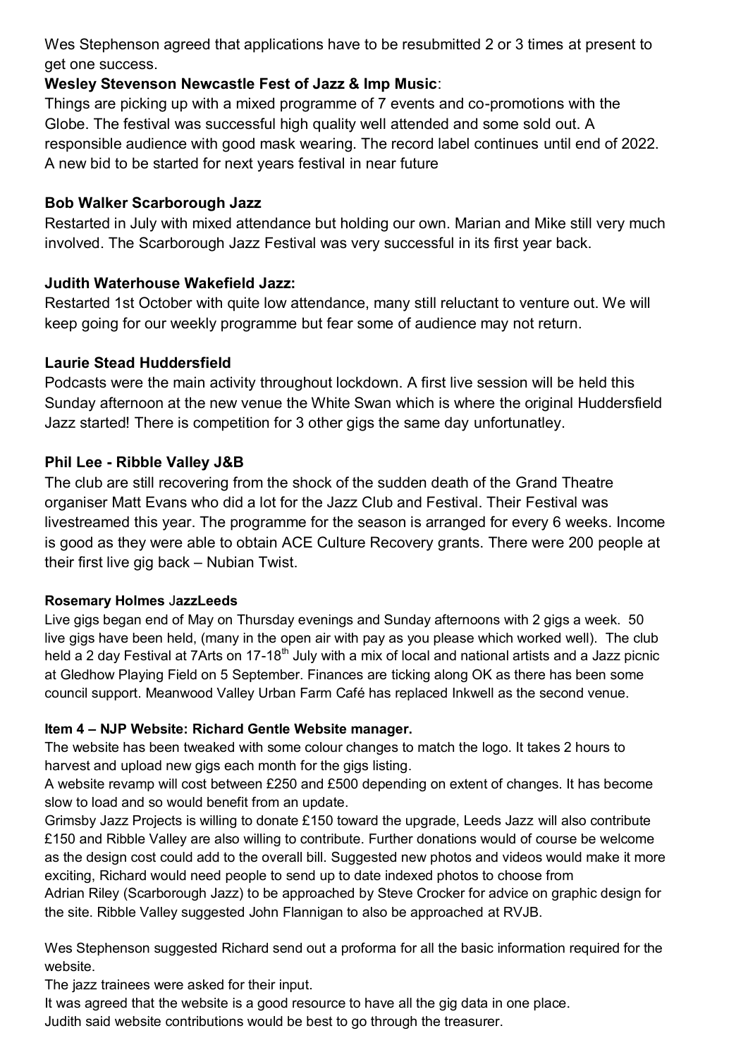Wes Stephenson agreed that applications have to be resubmitted 2 or 3 times at present to get one success.

**Wesley Stevenson Newcastle Fest of Jazz & Imp Music**:

Things are picking up with a mixed programme of 7 events and co-promotions with the Globe. The festival was successful high quality well attended and some sold out. A responsible audience with good mask wearing. The record label continues until end of 2022. A new bid to be started for next years festival in near future

**Bob Walker Scarborough Jazz**

Restarted in July with mixed attendance but holding our own. Marian and Mike still very much involved. The Scarborough Jazz Festival was very successful in its first year back.

**Judith Waterhouse Wakefield Jazz:**

Restarted 1st October with quite low attendance, many still reluctant to venture out. We will keep going for our weekly programme but fear some of audience may not return.

**Laurie Stead Huddersfield**

Podcasts were the main activity throughout lockdown. A first live session will be held this Sunday afternoon at the new venue the White Swan which is where the original Huddersfield Jazz started! There is competition for 3 other gigs the same day unfortunatley.

**Phil Lee - Ribble Valley J&B**

The club are still recovering from the shock of the sudden death of the Grand Theatre organiser Matt Evans who did a lot for the Jazz Club and Festival. Their Festival was livestreamed this year. The programme for the season is arranged for every 6 weeks. Income is good as they were able to obtain ACE Culture Recovery grants. There were 200 people at their first live gig back – Nubian Twist.

**Rosemary Holmes JazzLeeds**

Live gigs began end of May on Thursday evenings and Sunday afternoons with 2 gigs a week. 50 live gigs have been held, (many in the open air with pay as you please which worked well). The club held a 2 day Festival at 7Arts on 17-18th July with a mix of local and national artists and a Jazz picnic at Gledhow Playing Field on 5 September. Finances are ticking along OK as there has been some council support. Meanwood Valley Urban Farm Café has replaced Inkwell as the second venue.

**Item 4 – NJP Website: Richard Gentle Website manager.**

The website has been tweaked with some colour changes to match the logo. It takes 2 hours to harvest and upload new gigs each month for the gigs listing.

A website revamp will cost between £250 and £500 depending on extent of changes. It has become slow to load and so would benefit from an update.

Grimsby Jazz Projects is willing to donate £150 toward the upgrade, Leeds Jazz will also contribute £150 and Ribble Valley are also willing to contribute. Further donations would of course be welcome as the design cost could add to the overall bill. Suggested new photos and videos would make it more exciting, Richard would need people to send up to date indexed photos to choose from

Adrian Riley (Scarborough Jazz) to be approached by Steve Crocker for advice on graphic design for the site. Ribble Valley suggested John Flannigan to also be approached at RVJB.

Wes Stephenson suggested Richard send out a proforma for all the basic information required for the website.

The jazz trainees were asked for their input.

It was agreed that the website is a good resource to have all the gig data in one place.

Judith said website contributions would be best to go through the treasurer.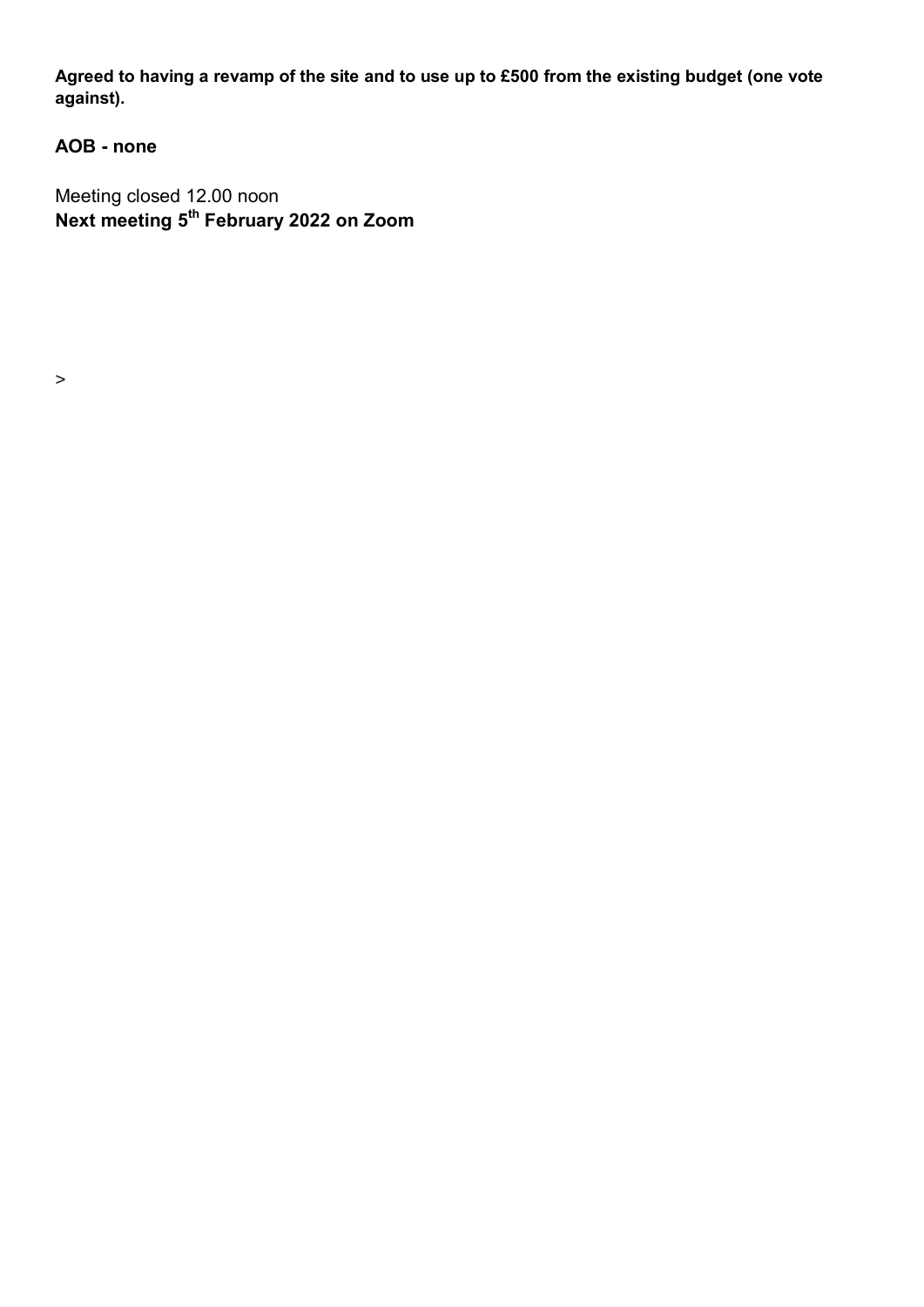**Agreed to having a revamp of the site and to use up to £500 from the existing budget (one vote against).**

**AOB - none**

Meeting closed 12.00 noon
**Next meeting 5th February 2022 on Zoom**

>